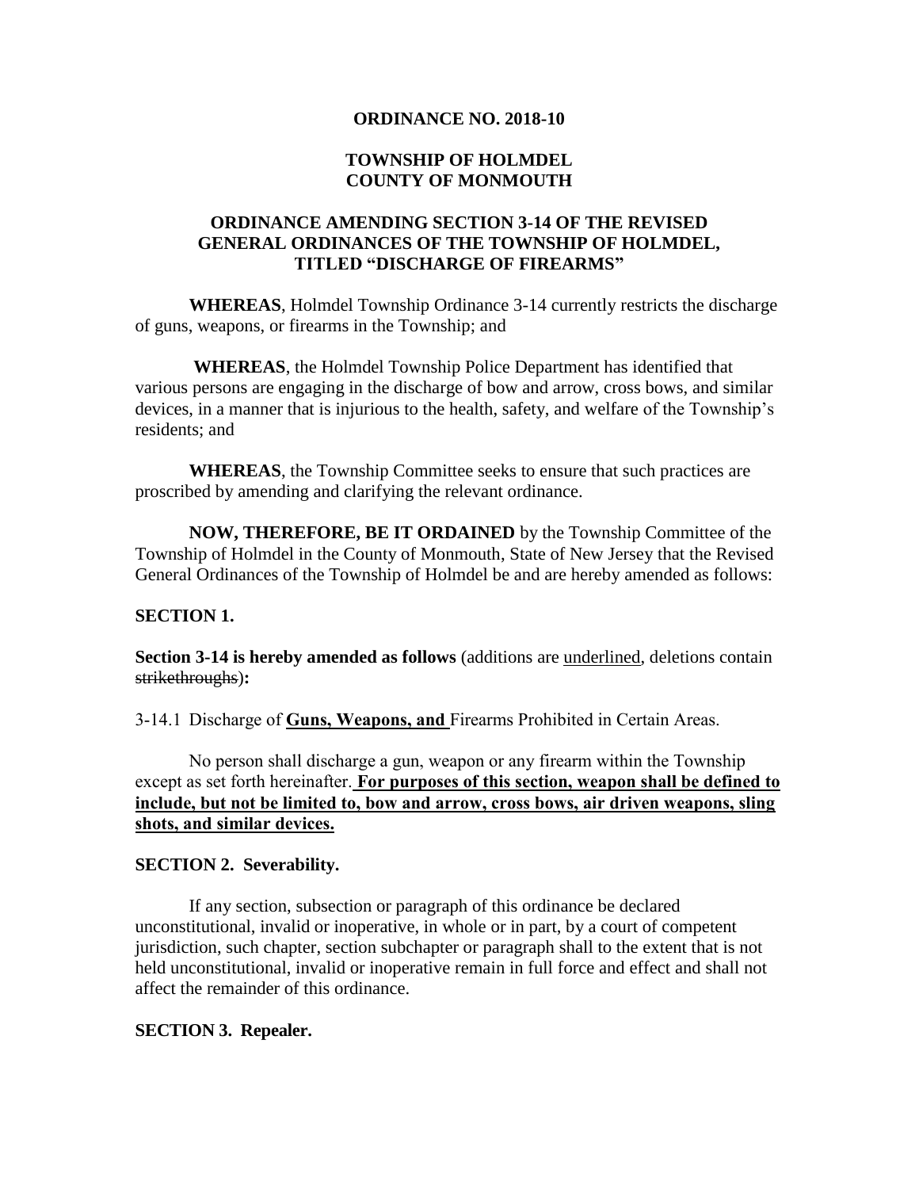**ORDINANCE NO. 2018-10**

**TOWNSHIP OF HOLMDEL**
**COUNTY OF MONMOUTH**

**ORDINANCE AMENDING SECTION 3-14 OF THE REVISED GENERAL ORDINANCES OF THE TOWNSHIP OF HOLMDEL, TITLED "DISCHARGE OF FIREARMS"**

**WHEREAS**, Holmdel Township Ordinance 3-14 currently restricts the discharge of guns, weapons, or firearms in the Township; and

**WHEREAS**, the Holmdel Township Police Department has identified that various persons are engaging in the discharge of bow and arrow, cross bows, and similar devices, in a manner that is injurious to the health, safety, and welfare of the Township's residents; and

**WHEREAS**, the Township Committee seeks to ensure that such practices are proscribed by amending and clarifying the relevant ordinance.

**NOW, THEREFORE, BE IT ORDAINED** by the Township Committee of the Township of Holmdel in the County of Monmouth, State of New Jersey that the Revised General Ordinances of the Township of Holmdel be and are hereby amended as follows:

**SECTION 1.**

**Section 3-14 is hereby amended as follows** (additions are <u>underlined</u>, deletions contain ~~strikethroughs~~)**:**

3-14.1 Discharge of <u>**Guns, Weapons, and**</u> Firearms Prohibited in Certain Areas.

No person shall discharge a gun, weapon or any firearm within the Township except as set forth hereinafter. <u>**For purposes of this section, weapon shall be defined to include, but not be limited to, bow and arrow, cross bows, air driven weapons, sling shots, and similar devices.**</u>

**SECTION 2. Severability.**

If any section, subsection or paragraph of this ordinance be declared unconstitutional, invalid or inoperative, in whole or in part, by a court of competent jurisdiction, such chapter, section subchapter or paragraph shall to the extent that is not held unconstitutional, invalid or inoperative remain in full force and effect and shall not affect the remainder of this ordinance.

**SECTION 3. Repealer.**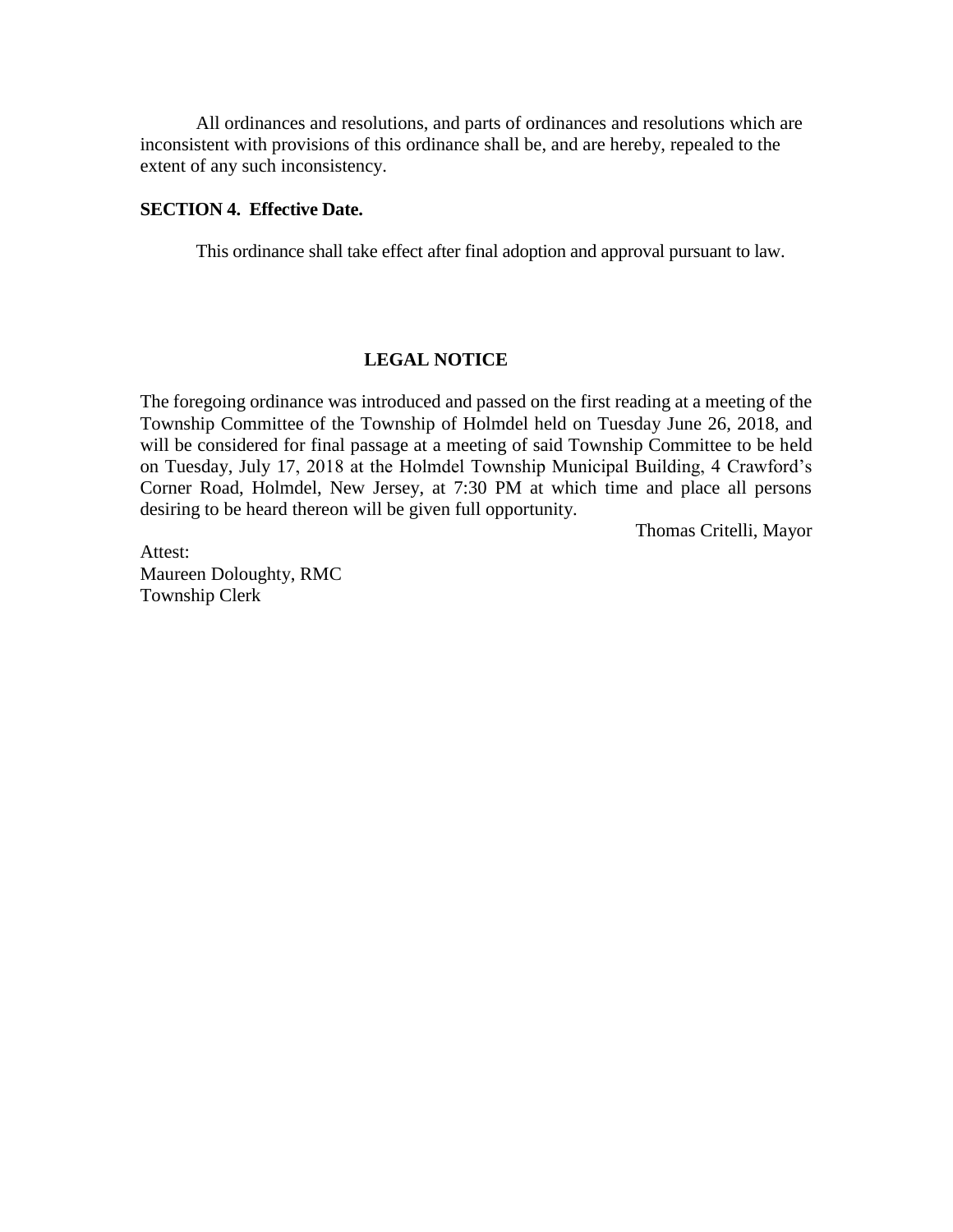All ordinances and resolutions, and parts of ordinances and resolutions which are inconsistent with provisions of this ordinance shall be, and are hereby, repealed to the extent of any such inconsistency.

**SECTION 4. Effective Date.**

This ordinance shall take effect after final adoption and approval pursuant to law.

**LEGAL NOTICE**

The foregoing ordinance was introduced and passed on the first reading at a meeting of the Township Committee of the Township of Holmdel held on Tuesday June 26, 2018, and will be considered for final passage at a meeting of said Township Committee to be held on Tuesday, July 17, 2018 at the Holmdel Township Municipal Building, 4 Crawford's Corner Road, Holmdel, New Jersey, at 7:30 PM at which time and place all persons desiring to be heard thereon will be given full opportunity.

Thomas Critelli, Mayor

Attest:
Maureen Doloughty, RMC
Township Clerk